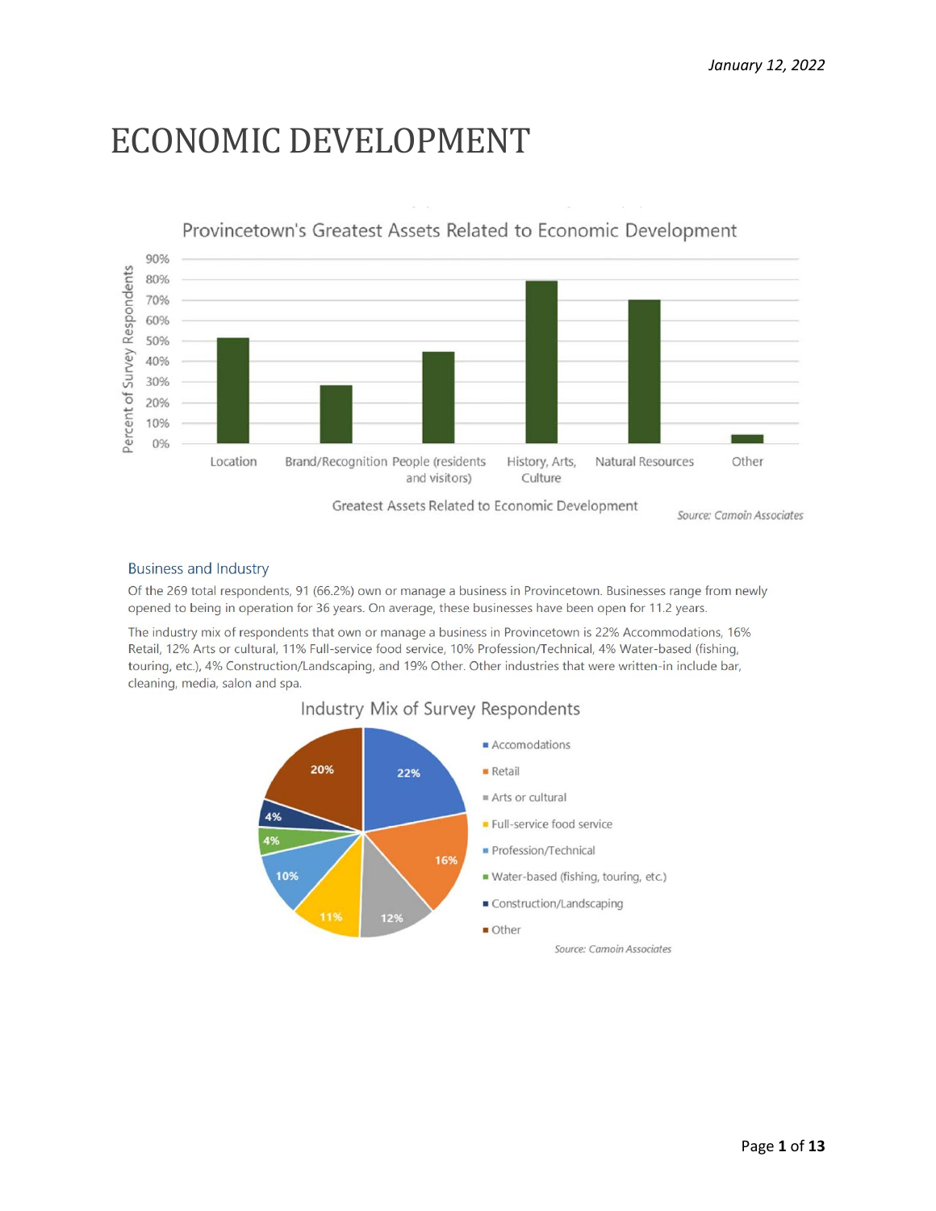January 12, 2022

# ECONOMIC DEVELOPMENT

## Business and Industry

Of the 269 total respondents, 91 (66.2%) own or manage a business in Provincetown. Businesses range from newly opened to being in operation for 36 years. On average, these businesses have been open for 11.2 years.

The industry mix of respondents that own or manage a business in Provincetown is 22% Accommodations, 16% Retail, 12% Arts or cultural, 11% Full-service food service, 10% Profession/Technical, 4% Water-based (fishing, touring, etc.), 4% Construction/Landscaping, and 19% Other. Other industries that were written-in include bar, cleaning, media, salon and spa.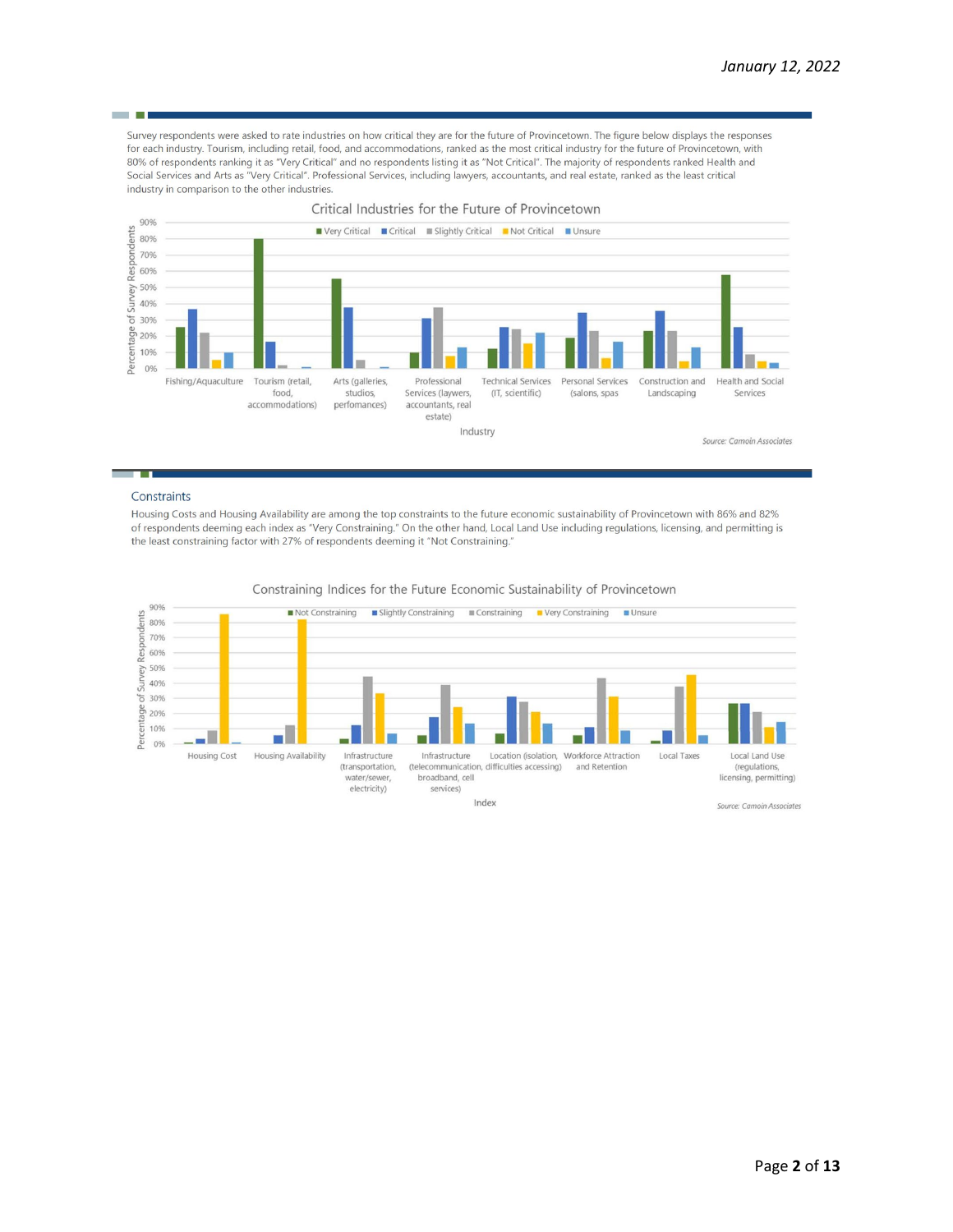Survey respondents were asked to rate industries on how critical they are for the future of Provincetown. The figure below displays the responses for each industry. Tourism, including retail, food, and accommodations, ranked as the most critical industry for the future of Provincetown, with 80% of respondents ranking it as "Very Critical" and no respondents listing it as "Not Critical". The majority of respondents ranked Health and Social Services and Arts as "Very Critical". Professional Services, including lawyers, accountants, and real estate, ranked as the least critical industry in comparison to the other industries.

Critical Industries for the Future of Provincetown

Source: Camoin Associates

## Constraints

Housing Costs and Housing Availability are among the top constraints to the future economic sustainability of Provincetown with 86% and 82% of respondents deeming each index as "Very Constraining." On the other hand, Local Land Use including regulations, licensing, and permitting is the least constraining factor with 27% of respondents deeming it "Not Constraining."

Constraining Indices for the Future Economic Sustainability of Provincetown

Source: Camoin Associates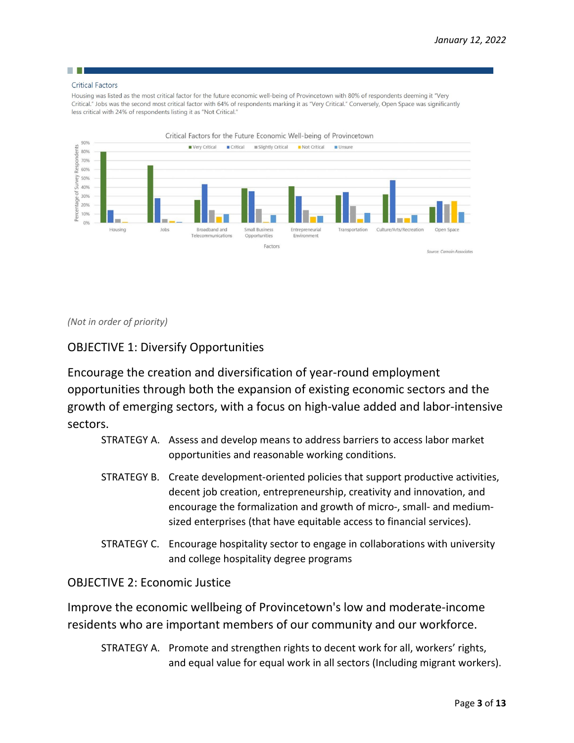### Critical Factors

Housing was listed as the most critical factor for the future economic well-being of Provincetown with 80% of respondents deeming it "Very Critical." Jobs was the second most critical factor with 64% of respondents marking it as "Very Critical." Conversely, Open Space was significantly less critical with 24% of respondents listing it as "Not Critical."

*(Not in order of priority)*

## OBJECTIVE 1: Diversify Opportunities

Encourage the creation and diversification of year-round employment opportunities through both the expansion of existing economic sectors and the growth of emerging sectors, with a focus on high-value added and labor-intensive sectors.

- STRATEGY A. Assess and develop means to address barriers to access labor market opportunities and reasonable working conditions.
- STRATEGY B. Create development-oriented policies that support productive activities, decent job creation, entrepreneurship, creativity and innovation, and encourage the formalization and growth of micro-, small- and medium-sized enterprises (that have equitable access to financial services).
- STRATEGY C. Encourage hospitality sector to engage in collaborations with university and college hospitality degree programs

## OBJECTIVE 2: Economic Justice

Improve the economic wellbeing of Provincetown's low and moderate-income residents who are important members of our community and our workforce.

- STRATEGY A. Promote and strengthen rights to decent work for all, workers' rights, and equal value for equal work in all sectors (Including migrant workers).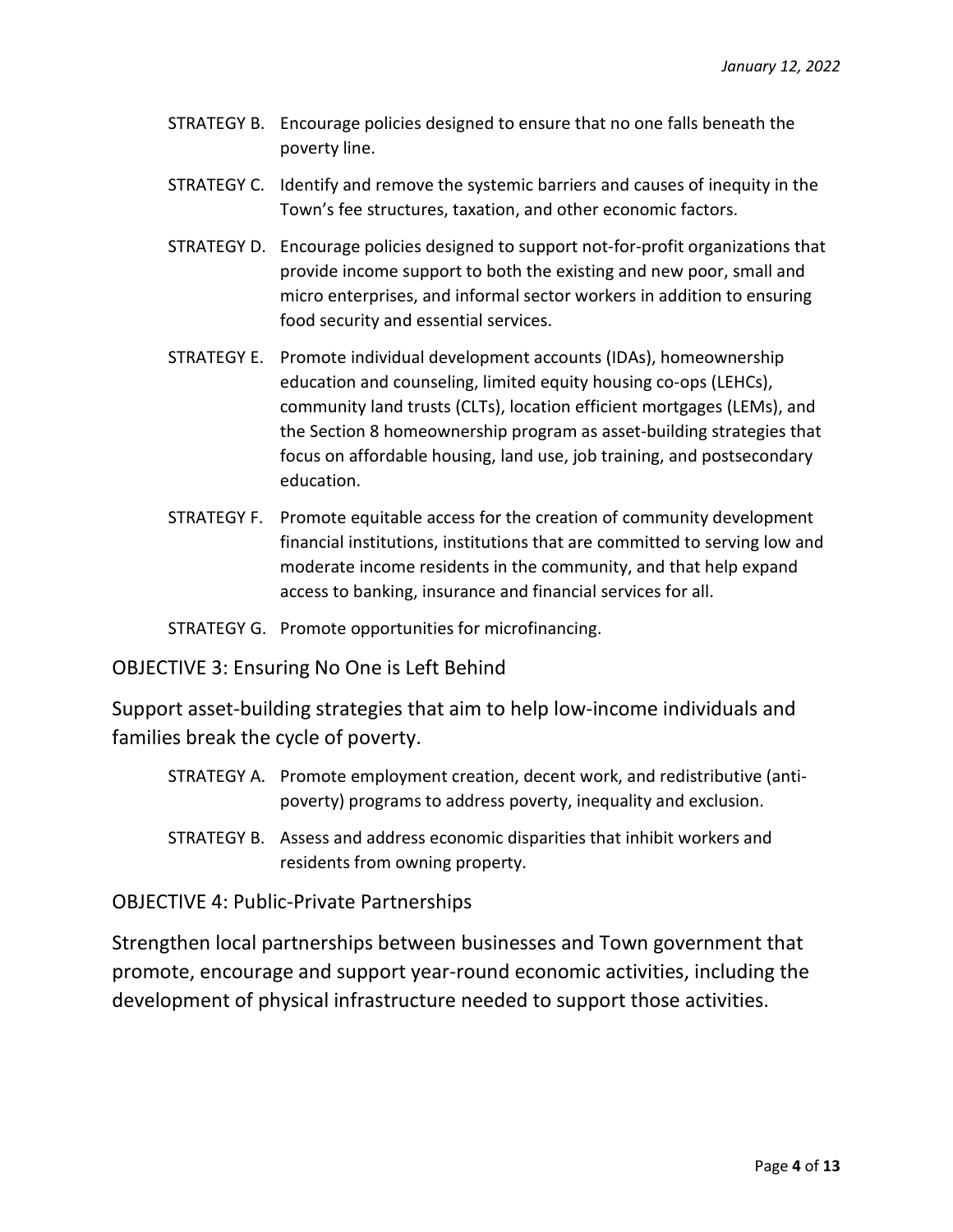STRATEGY B. Encourage policies designed to ensure that no one falls beneath the poverty line.

STRATEGY C. Identify and remove the systemic barriers and causes of inequity in the Town's fee structures, taxation, and other economic factors.

STRATEGY D. Encourage policies designed to support not-for-profit organizations that provide income support to both the existing and new poor, small and micro enterprises, and informal sector workers in addition to ensuring food security and essential services.

STRATEGY E. Promote individual development accounts (IDAs), homeownership education and counseling, limited equity housing co-ops (LEHCs), community land trusts (CLTs), location efficient mortgages (LEMs), and the Section 8 homeownership program as asset-building strategies that focus on affordable housing, land use, job training, and postsecondary education.

STRATEGY F. Promote equitable access for the creation of community development financial institutions, institutions that are committed to serving low and moderate income residents in the community, and that help expand access to banking, insurance and financial services for all.

STRATEGY G. Promote opportunities for microfinancing.

## OBJECTIVE 3: Ensuring No One is Left Behind

Support asset-building strategies that aim to help low-income individuals and families break the cycle of poverty.

STRATEGY A. Promote employment creation, decent work, and redistributive (anti-poverty) programs to address poverty, inequality and exclusion.

STRATEGY B. Assess and address economic disparities that inhibit workers and residents from owning property.

## OBJECTIVE 4: Public-Private Partnerships

Strengthen local partnerships between businesses and Town government that promote, encourage and support year-round economic activities, including the development of physical infrastructure needed to support those activities.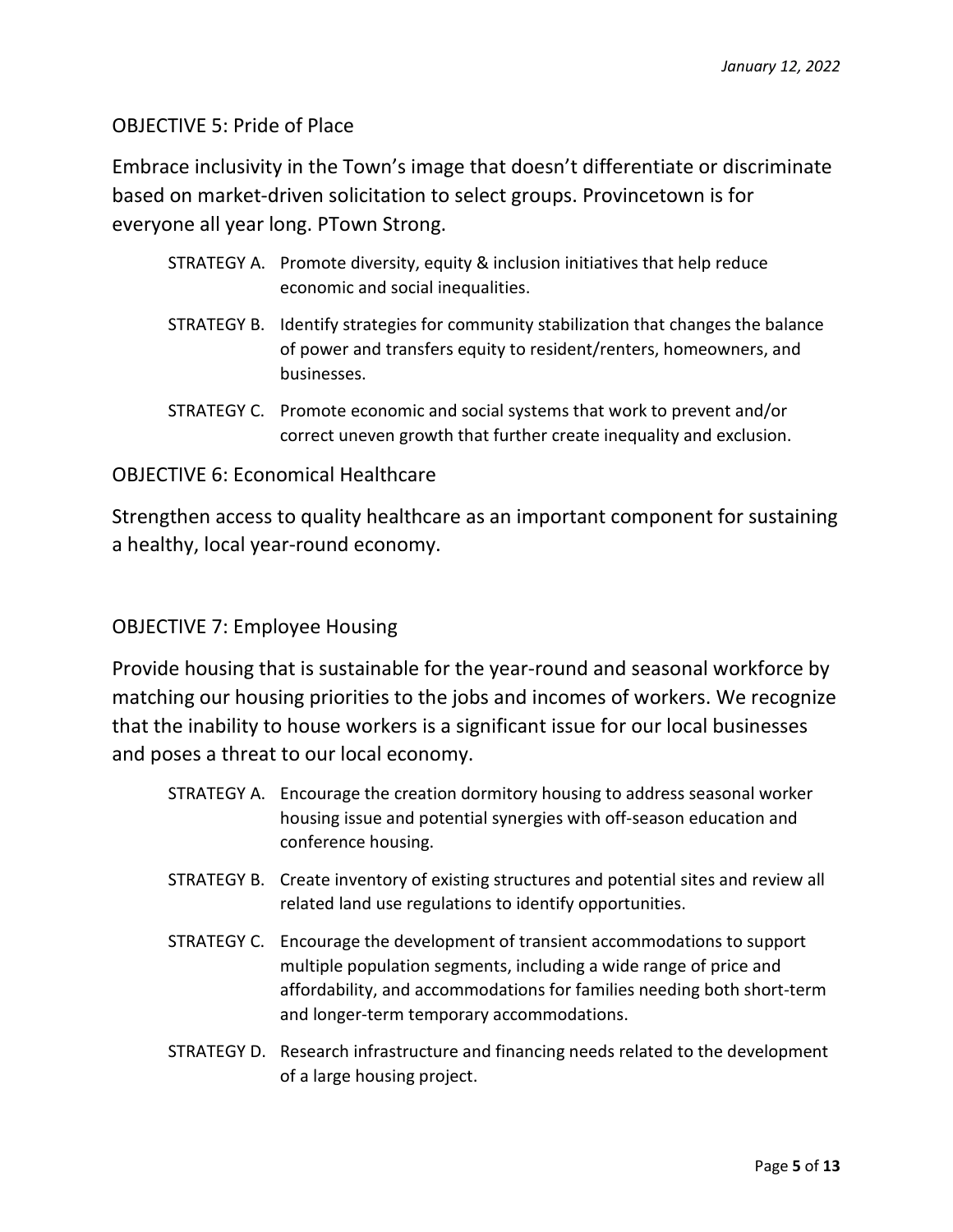## OBJECTIVE 5: Pride of Place

Embrace inclusivity in the Town's image that doesn't differentiate or discriminate based on market-driven solicitation to select groups. Provincetown is for everyone all year long. PTown Strong.

- STRATEGY A. Promote diversity, equity & inclusion initiatives that help reduce economic and social inequalities.
- STRATEGY B. Identify strategies for community stabilization that changes the balance of power and transfers equity to resident/renters, homeowners, and businesses.
- STRATEGY C. Promote economic and social systems that work to prevent and/or correct uneven growth that further create inequality and exclusion.

## OBJECTIVE 6: Economical Healthcare

Strengthen access to quality healthcare as an important component for sustaining a healthy, local year-round economy.

## OBJECTIVE 7: Employee Housing

Provide housing that is sustainable for the year-round and seasonal workforce by matching our housing priorities to the jobs and incomes of workers. We recognize that the inability to house workers is a significant issue for our local businesses and poses a threat to our local economy.

- STRATEGY A. Encourage the creation dormitory housing to address seasonal worker housing issue and potential synergies with off-season education and conference housing.
- STRATEGY B. Create inventory of existing structures and potential sites and review all related land use regulations to identify opportunities.
- STRATEGY C. Encourage the development of transient accommodations to support multiple population segments, including a wide range of price and affordability, and accommodations for families needing both short-term and longer-term temporary accommodations.
- STRATEGY D. Research infrastructure and financing needs related to the development of a large housing project.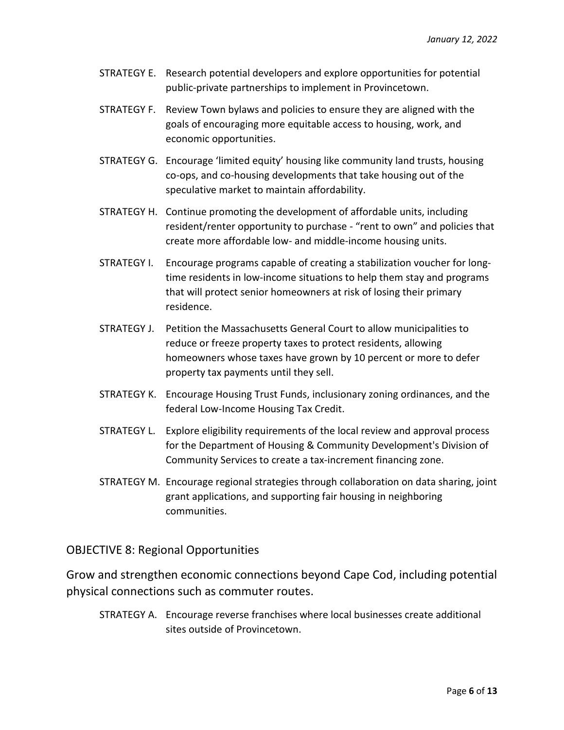STRATEGY E. Research potential developers and explore opportunities for potential public-private partnerships to implement in Provincetown.

STRATEGY F. Review Town bylaws and policies to ensure they are aligned with the goals of encouraging more equitable access to housing, work, and economic opportunities.

STRATEGY G. Encourage 'limited equity' housing like community land trusts, housing co-ops, and co-housing developments that take housing out of the speculative market to maintain affordability.

STRATEGY H. Continue promoting the development of affordable units, including resident/renter opportunity to purchase - "rent to own" and policies that create more affordable low- and middle-income housing units.

STRATEGY I. Encourage programs capable of creating a stabilization voucher for long-time residents in low-income situations to help them stay and programs that will protect senior homeowners at risk of losing their primary residence.

STRATEGY J. Petition the Massachusetts General Court to allow municipalities to reduce or freeze property taxes to protect residents, allowing homeowners whose taxes have grown by 10 percent or more to defer property tax payments until they sell.

STRATEGY K. Encourage Housing Trust Funds, inclusionary zoning ordinances, and the federal Low-Income Housing Tax Credit.

STRATEGY L. Explore eligibility requirements of the local review and approval process for the Department of Housing & Community Development's Division of Community Services to create a tax-increment financing zone.

STRATEGY M. Encourage regional strategies through collaboration on data sharing, joint grant applications, and supporting fair housing in neighboring communities.

## OBJECTIVE 8: Regional Opportunities

Grow and strengthen economic connections beyond Cape Cod, including potential physical connections such as commuter routes.

STRATEGY A. Encourage reverse franchises where local businesses create additional sites outside of Provincetown.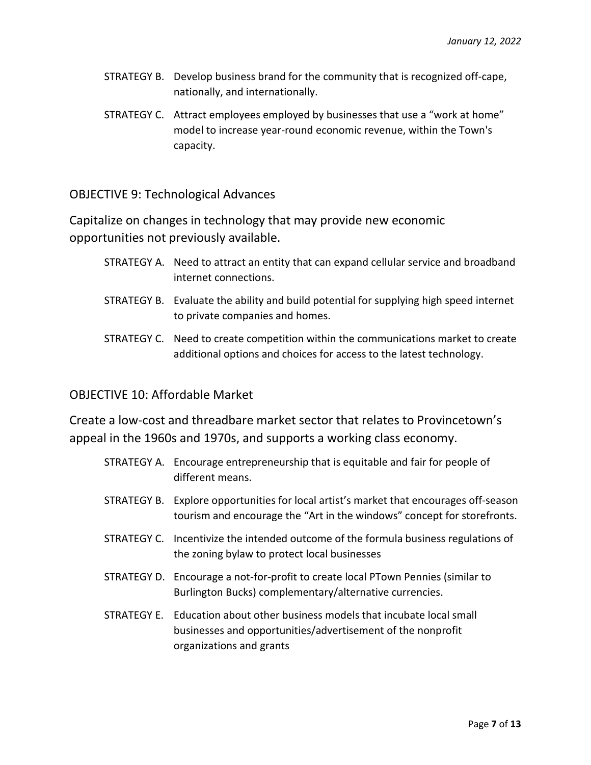STRATEGY B. Develop business brand for the community that is recognized off-cape, nationally, and internationally.

STRATEGY C. Attract employees employed by businesses that use a "work at home" model to increase year-round economic revenue, within the Town's capacity.

## OBJECTIVE 9: Technological Advances

Capitalize on changes in technology that may provide new economic opportunities not previously available.

STRATEGY A. Need to attract an entity that can expand cellular service and broadband internet connections.

STRATEGY B. Evaluate the ability and build potential for supplying high speed internet to private companies and homes.

STRATEGY C. Need to create competition within the communications market to create additional options and choices for access to the latest technology.

## OBJECTIVE 10: Affordable Market

Create a low-cost and threadbare market sector that relates to Provincetown's appeal in the 1960s and 1970s, and supports a working class economy.

STRATEGY A. Encourage entrepreneurship that is equitable and fair for people of different means.

STRATEGY B. Explore opportunities for local artist's market that encourages off-season tourism and encourage the "Art in the windows" concept for storefronts.

STRATEGY C. Incentivize the intended outcome of the formula business regulations of the zoning bylaw to protect local businesses

STRATEGY D. Encourage a not-for-profit to create local PTown Pennies (similar to Burlington Bucks) complementary/alternative currencies.

STRATEGY E. Education about other business models that incubate local small businesses and opportunities/advertisement of the nonprofit organizations and grants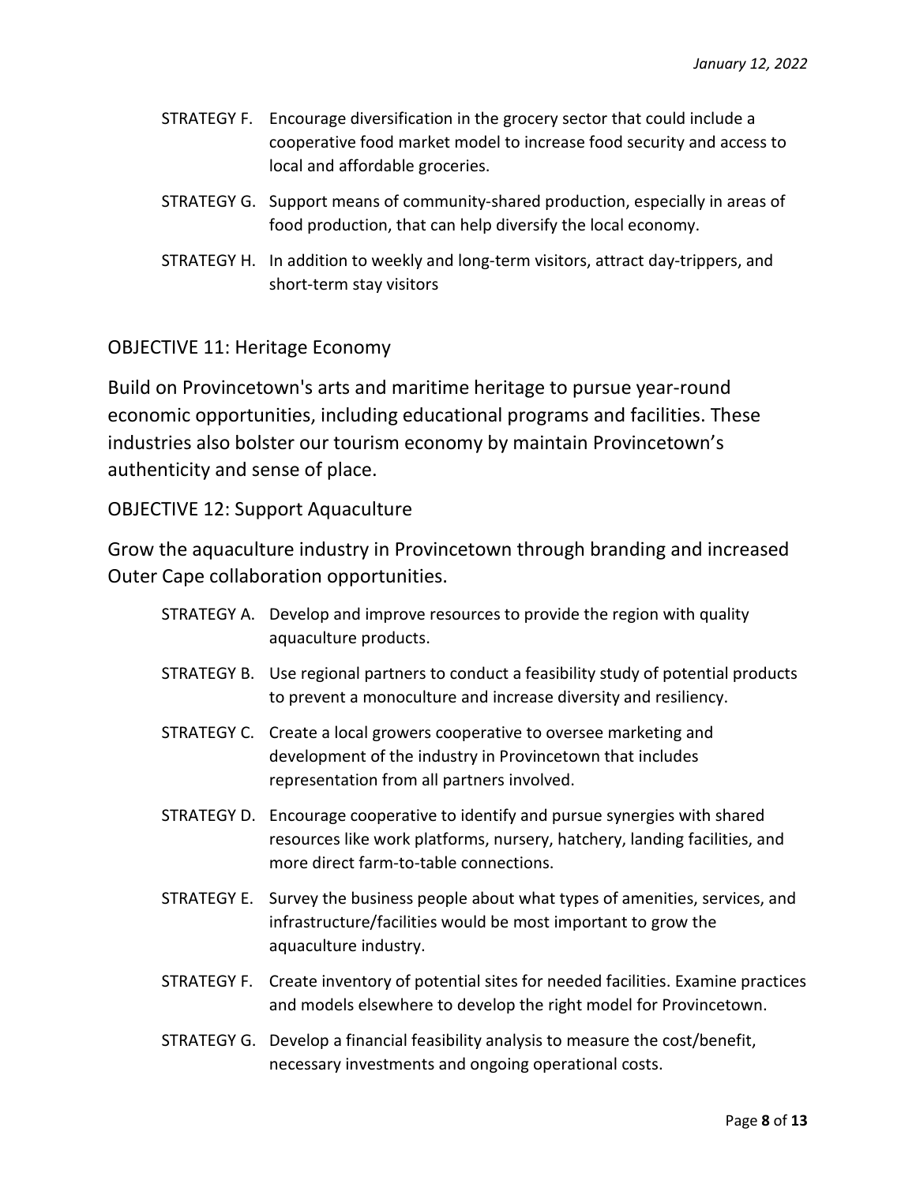STRATEGY F. Encourage diversification in the grocery sector that could include a cooperative food market model to increase food security and access to local and affordable groceries.

STRATEGY G. Support means of community-shared production, especially in areas of food production, that can help diversify the local economy.

STRATEGY H. In addition to weekly and long-term visitors, attract day-trippers, and short-term stay visitors

## OBJECTIVE 11: Heritage Economy

Build on Provincetown's arts and maritime heritage to pursue year-round economic opportunities, including educational programs and facilities. These industries also bolster our tourism economy by maintain Provincetown's authenticity and sense of place.

## OBJECTIVE 12: Support Aquaculture

Grow the aquaculture industry in Provincetown through branding and increased Outer Cape collaboration opportunities.

STRATEGY A. Develop and improve resources to provide the region with quality aquaculture products.

STRATEGY B. Use regional partners to conduct a feasibility study of potential products to prevent a monoculture and increase diversity and resiliency.

STRATEGY C. Create a local growers cooperative to oversee marketing and development of the industry in Provincetown that includes representation from all partners involved.

STRATEGY D. Encourage cooperative to identify and pursue synergies with shared resources like work platforms, nursery, hatchery, landing facilities, and more direct farm-to-table connections.

STRATEGY E. Survey the business people about what types of amenities, services, and infrastructure/facilities would be most important to grow the aquaculture industry.

STRATEGY F. Create inventory of potential sites for needed facilities. Examine practices and models elsewhere to develop the right model for Provincetown.

STRATEGY G. Develop a financial feasibility analysis to measure the cost/benefit, necessary investments and ongoing operational costs.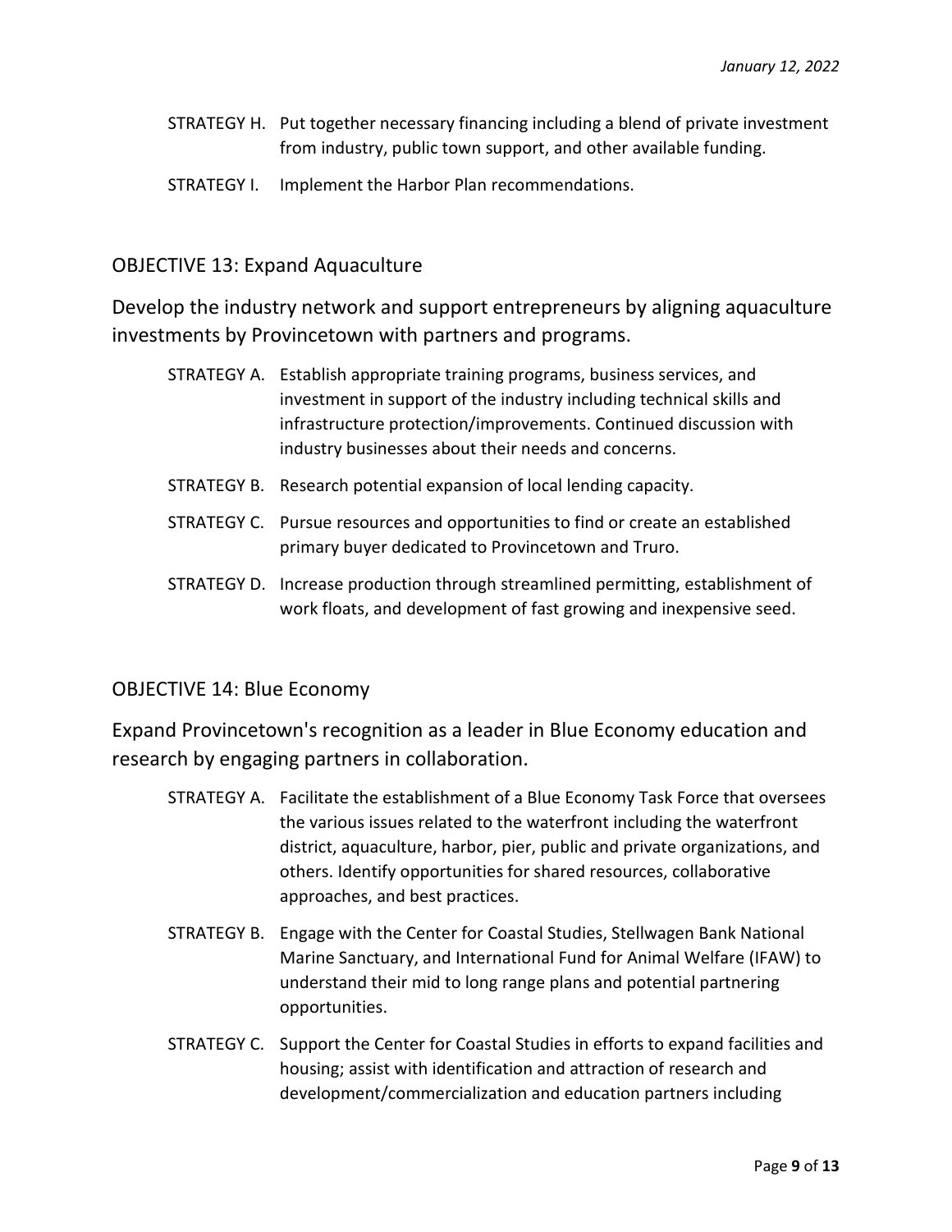STRATEGY H. Put together necessary financing including a blend of private investment from industry, public town support, and other available funding.

STRATEGY I. Implement the Harbor Plan recommendations.

## OBJECTIVE 13: Expand Aquaculture

### Develop the industry network and support entrepreneurs by aligning aquaculture investments by Provincetown with partners and programs.

STRATEGY A. Establish appropriate training programs, business services, and investment in support of the industry including technical skills and infrastructure protection/improvements. Continued discussion with industry businesses about their needs and concerns.

STRATEGY B. Research potential expansion of local lending capacity.

STRATEGY C. Pursue resources and opportunities to find or create an established primary buyer dedicated to Provincetown and Truro.

STRATEGY D. Increase production through streamlined permitting, establishment of work floats, and development of fast growing and inexpensive seed.

## OBJECTIVE 14: Blue Economy

### Expand Provincetown's recognition as a leader in Blue Economy education and research by engaging partners in collaboration.

STRATEGY A. Facilitate the establishment of a Blue Economy Task Force that oversees the various issues related to the waterfront including the waterfront district, aquaculture, harbor, pier, public and private organizations, and others. Identify opportunities for shared resources, collaborative approaches, and best practices.

STRATEGY B. Engage with the Center for Coastal Studies, Stellwagen Bank National Marine Sanctuary, and International Fund for Animal Welfare (IFAW) to understand their mid to long range plans and potential partnering opportunities.

STRATEGY C. Support the Center for Coastal Studies in efforts to expand facilities and housing; assist with identification and attraction of research and development/commercialization and education partners including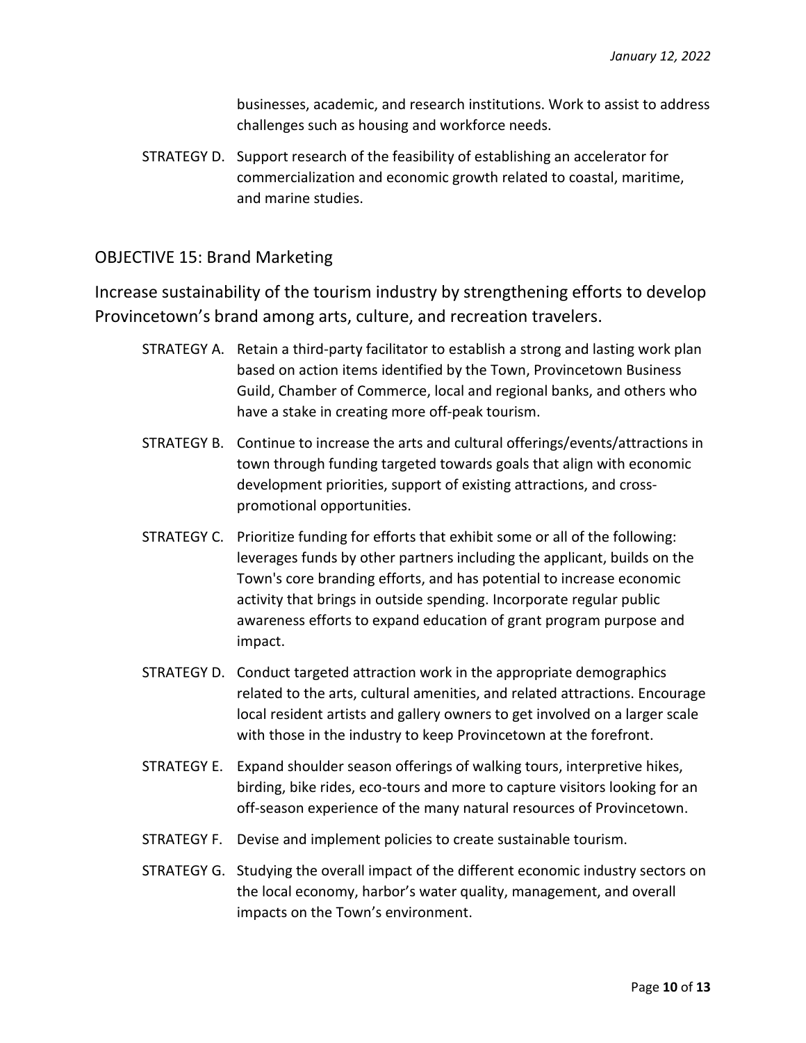businesses, academic, and research institutions. Work to assist to address challenges such as housing and workforce needs.

STRATEGY D. Support research of the feasibility of establishing an accelerator for commercialization and economic growth related to coastal, maritime, and marine studies.

## OBJECTIVE 15: Brand Marketing

### Increase sustainability of the tourism industry by strengthening efforts to develop Provincetown's brand among arts, culture, and recreation travelers.

STRATEGY A. Retain a third-party facilitator to establish a strong and lasting work plan based on action items identified by the Town, Provincetown Business Guild, Chamber of Commerce, local and regional banks, and others who have a stake in creating more off-peak tourism.

STRATEGY B. Continue to increase the arts and cultural offerings/events/attractions in town through funding targeted towards goals that align with economic development priorities, support of existing attractions, and cross-promotional opportunities.

STRATEGY C. Prioritize funding for efforts that exhibit some or all of the following: leverages funds by other partners including the applicant, builds on the Town's core branding efforts, and has potential to increase economic activity that brings in outside spending. Incorporate regular public awareness efforts to expand education of grant program purpose and impact.

STRATEGY D. Conduct targeted attraction work in the appropriate demographics related to the arts, cultural amenities, and related attractions. Encourage local resident artists and gallery owners to get involved on a larger scale with those in the industry to keep Provincetown at the forefront.

STRATEGY E. Expand shoulder season offerings of walking tours, interpretive hikes, birding, bike rides, eco-tours and more to capture visitors looking for an off-season experience of the many natural resources of Provincetown.

STRATEGY F. Devise and implement policies to create sustainable tourism.

STRATEGY G. Studying the overall impact of the different economic industry sectors on the local economy, harbor's water quality, management, and overall impacts on the Town's environment.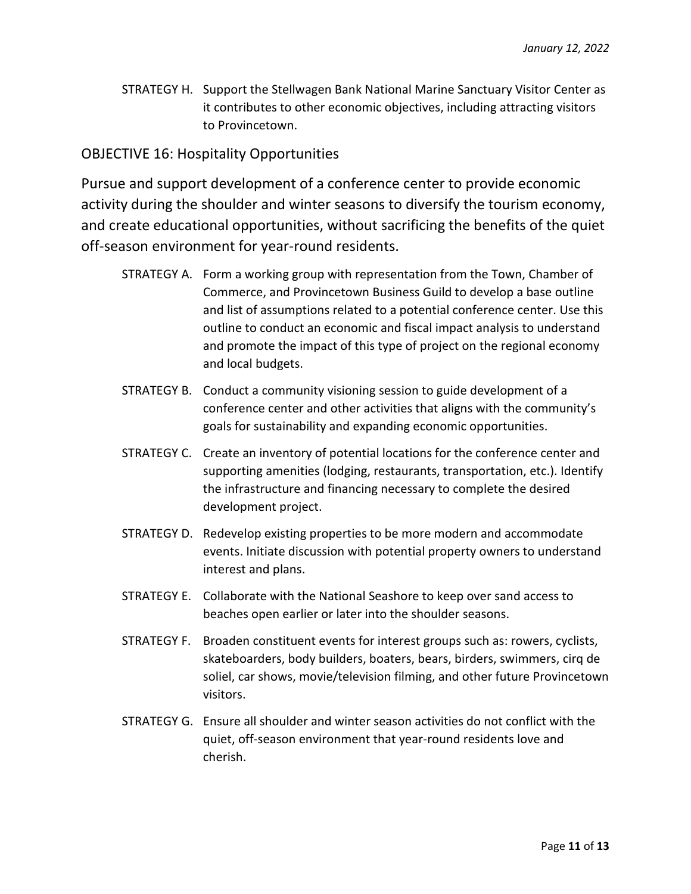STRATEGY H. Support the Stellwagen Bank National Marine Sanctuary Visitor Center as it contributes to other economic objectives, including attracting visitors to Provincetown.

## OBJECTIVE 16: Hospitality Opportunities

Pursue and support development of a conference center to provide economic activity during the shoulder and winter seasons to diversify the tourism economy, and create educational opportunities, without sacrificing the benefits of the quiet off-season environment for year-round residents.

STRATEGY A. Form a working group with representation from the Town, Chamber of Commerce, and Provincetown Business Guild to develop a base outline and list of assumptions related to a potential conference center. Use this outline to conduct an economic and fiscal impact analysis to understand and promote the impact of this type of project on the regional economy and local budgets.

STRATEGY B. Conduct a community visioning session to guide development of a conference center and other activities that aligns with the community's goals for sustainability and expanding economic opportunities.

STRATEGY C. Create an inventory of potential locations for the conference center and supporting amenities (lodging, restaurants, transportation, etc.). Identify the infrastructure and financing necessary to complete the desired development project.

STRATEGY D. Redevelop existing properties to be more modern and accommodate events. Initiate discussion with potential property owners to understand interest and plans.

STRATEGY E. Collaborate with the National Seashore to keep over sand access to beaches open earlier or later into the shoulder seasons.

STRATEGY F. Broaden constituent events for interest groups such as: rowers, cyclists, skateboarders, body builders, boaters, bears, birders, swimmers, cirq de soliel, car shows, movie/television filming, and other future Provincetown visitors.

STRATEGY G. Ensure all shoulder and winter season activities do not conflict with the quiet, off-season environment that year-round residents love and cherish.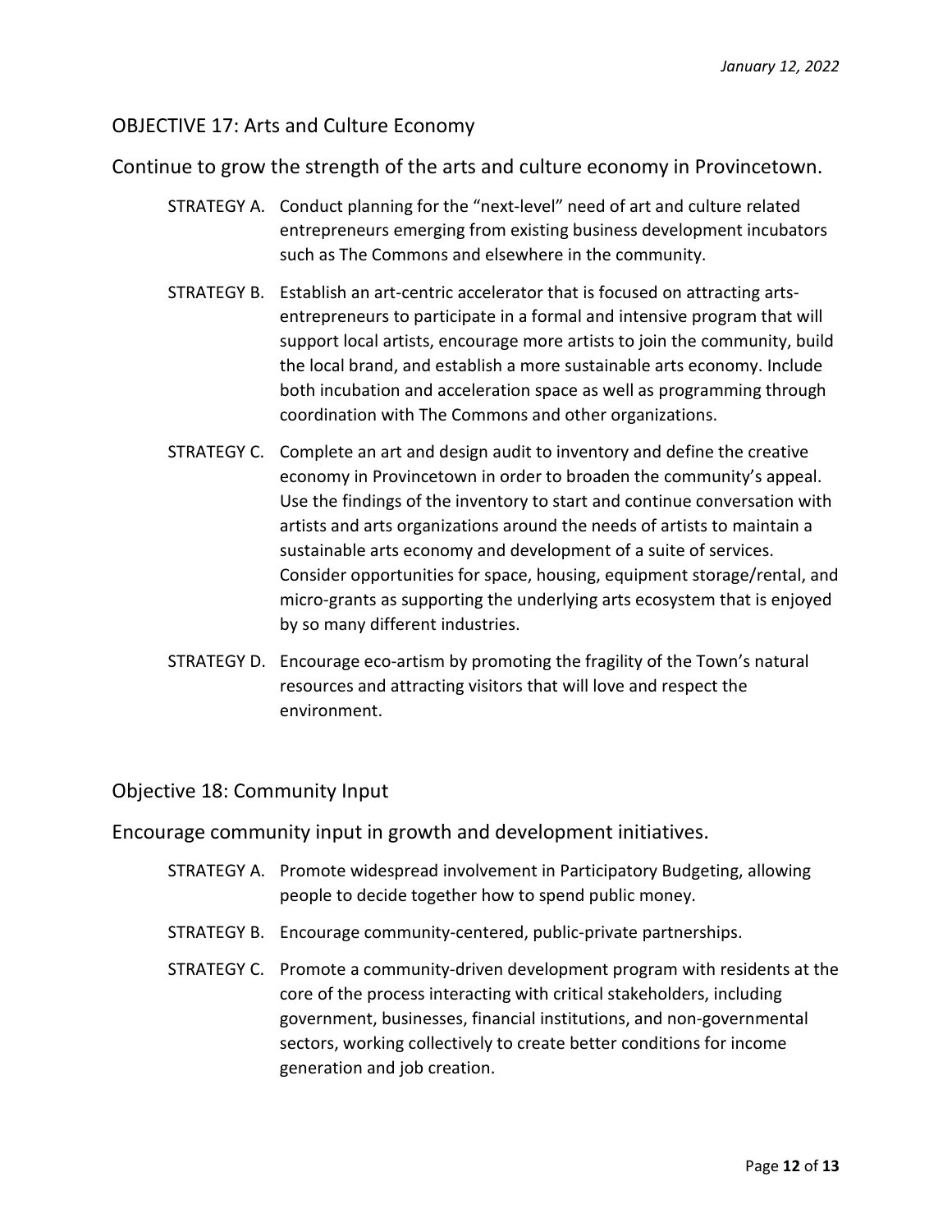## OBJECTIVE 17: Arts and Culture Economy

Continue to grow the strength of the arts and culture economy in Provincetown.

- STRATEGY A. Conduct planning for the "next-level" need of art and culture related entrepreneurs emerging from existing business development incubators such as The Commons and elsewhere in the community.
- STRATEGY B. Establish an art-centric accelerator that is focused on attracting arts-entrepreneurs to participate in a formal and intensive program that will support local artists, encourage more artists to join the community, build the local brand, and establish a more sustainable arts economy. Include both incubation and acceleration space as well as programming through coordination with The Commons and other organizations.
- STRATEGY C. Complete an art and design audit to inventory and define the creative economy in Provincetown in order to broaden the community's appeal. Use the findings of the inventory to start and continue conversation with artists and arts organizations around the needs of artists to maintain a sustainable arts economy and development of a suite of services. Consider opportunities for space, housing, equipment storage/rental, and micro-grants as supporting the underlying arts ecosystem that is enjoyed by so many different industries.
- STRATEGY D. Encourage eco-artism by promoting the fragility of the Town's natural resources and attracting visitors that will love and respect the environment.

## Objective 18: Community Input

Encourage community input in growth and development initiatives.

- STRATEGY A. Promote widespread involvement in Participatory Budgeting, allowing people to decide together how to spend public money.
- STRATEGY B. Encourage community-centered, public-private partnerships.
- STRATEGY C. Promote a community-driven development program with residents at the core of the process interacting with critical stakeholders, including government, businesses, financial institutions, and non-governmental sectors, working collectively to create better conditions for income generation and job creation.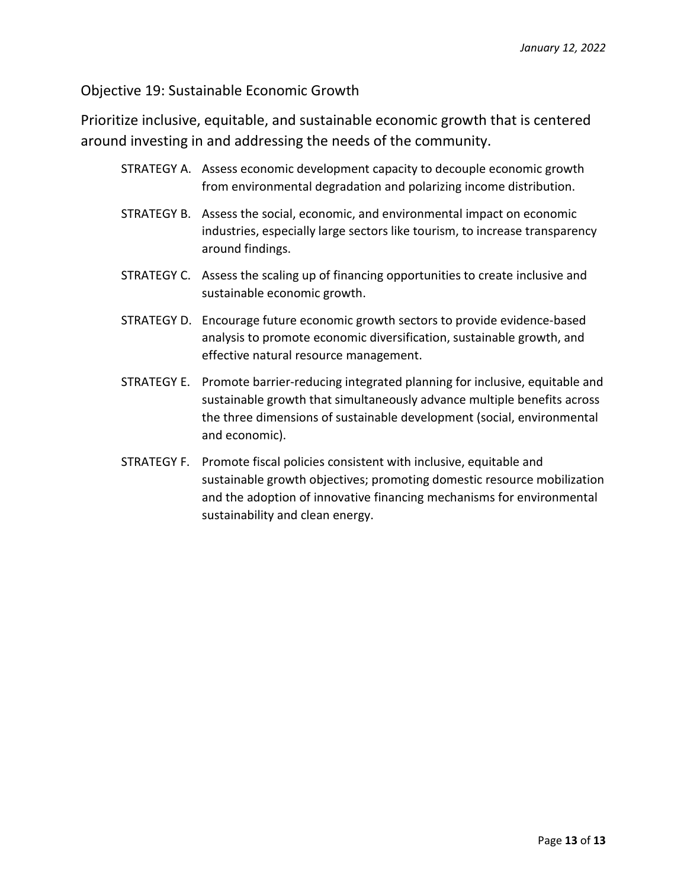## Objective 19: Sustainable Economic Growth

### Prioritize inclusive, equitable, and sustainable economic growth that is centered around investing in and addressing the needs of the community.

- STRATEGY A. Assess economic development capacity to decouple economic growth from environmental degradation and polarizing income distribution.
- STRATEGY B. Assess the social, economic, and environmental impact on economic industries, especially large sectors like tourism, to increase transparency around findings.
- STRATEGY C. Assess the scaling up of financing opportunities to create inclusive and sustainable economic growth.
- STRATEGY D. Encourage future economic growth sectors to provide evidence-based analysis to promote economic diversification, sustainable growth, and effective natural resource management.
- STRATEGY E. Promote barrier-reducing integrated planning for inclusive, equitable and sustainable growth that simultaneously advance multiple benefits across the three dimensions of sustainable development (social, environmental and economic).
- STRATEGY F. Promote fiscal policies consistent with inclusive, equitable and sustainable growth objectives; promoting domestic resource mobilization and the adoption of innovative financing mechanisms for environmental sustainability and clean energy.